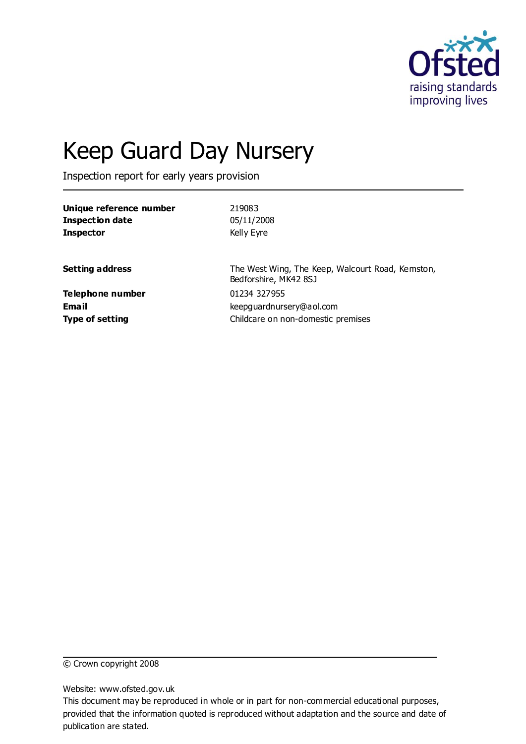Ofsted

raising standards
improving lives

# Keep Guard Day Nursery

Inspection report for early years provision

| | |
|---|---|
| **Unique reference number** | 219083 |
| **Inspection date** | 05/11/2008 |
| **Inspector** | Kelly Eyre |
| **Setting address** | The West Wing, The Keep, Walcourt Road, Kemston, Bedforshire, MK42 8SJ |
| **Telephone number** | 01234 327955 |
| **Email** | keepguardnursery@aol.com |
| **Type of setting** | Childcare on non-domestic premises |

© Crown copyright 2008

Website: www.ofsted.gov.uk

This document may be reproduced in whole or in part for non-commercial educational purposes, provided that the information quoted is reproduced without adaptation and the source and date of publication are stated.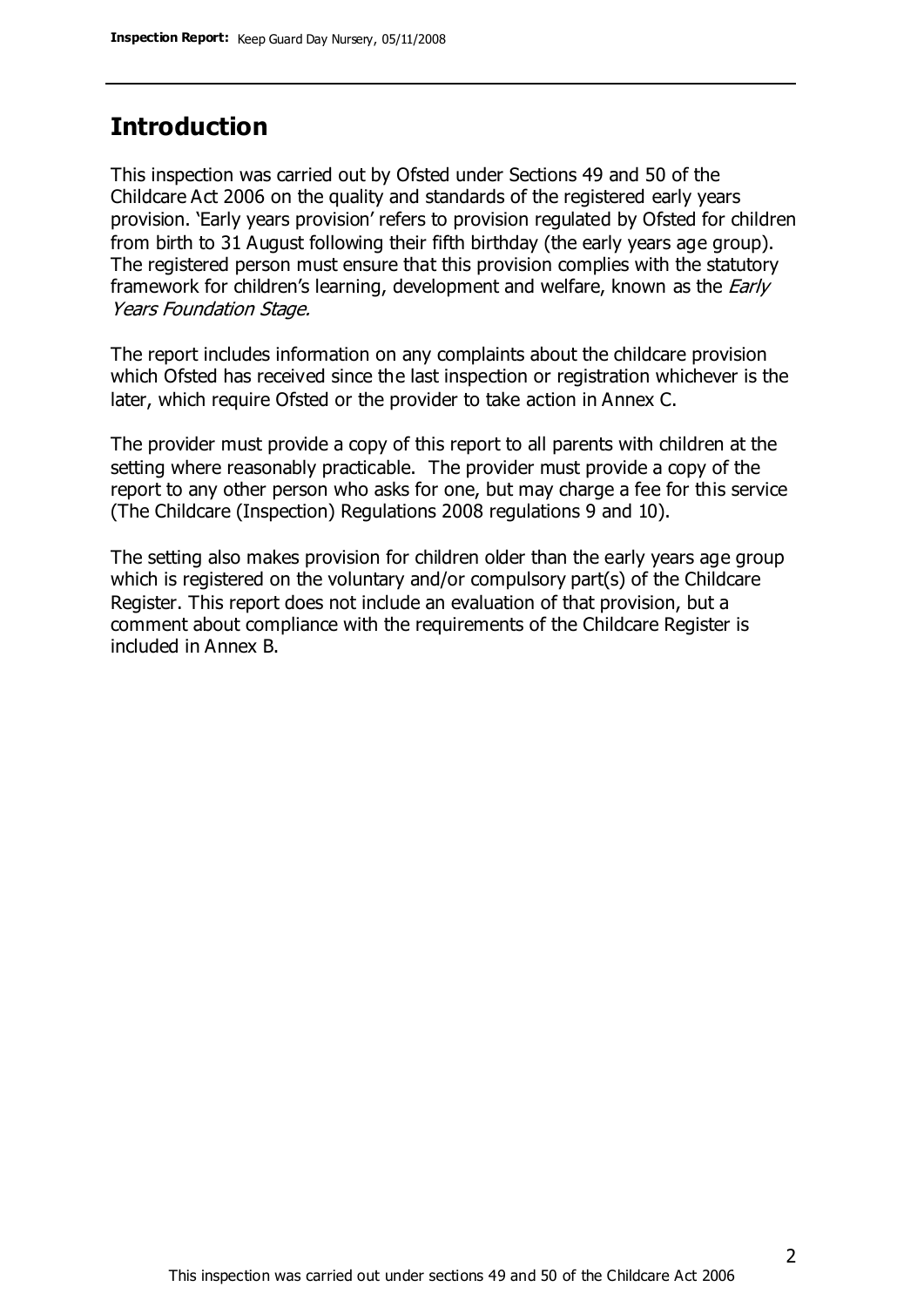## Introduction

This inspection was carried out by Ofsted under Sections 49 and 50 of the Childcare Act 2006 on the quality and standards of the registered early years provision. 'Early years provision' refers to provision regulated by Ofsted for children from birth to 31 August following their fifth birthday (the early years age group). The registered person must ensure that this provision complies with the statutory framework for children's learning, development and welfare, known as the *Early Years Foundation Stage.*

The report includes information on any complaints about the childcare provision which Ofsted has received since the last inspection or registration whichever is the later, which require Ofsted or the provider to take action in Annex C.

The provider must provide a copy of this report to all parents with children at the setting where reasonably practicable. The provider must provide a copy of the report to any other person who asks for one, but may charge a fee for this service (The Childcare (Inspection) Regulations 2008 regulations 9 and 10).

The setting also makes provision for children older than the early years age group which is registered on the voluntary and/or compulsory part(s) of the Childcare Register. This report does not include an evaluation of that provision, but a comment about compliance with the requirements of the Childcare Register is included in Annex B.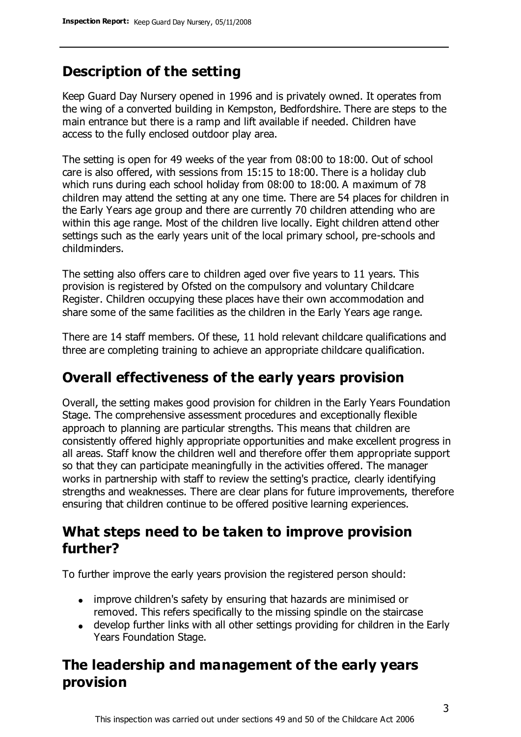## Description of the setting

Keep Guard Day Nursery opened in 1996 and is privately owned. It operates from the wing of a converted building in Kempston, Bedfordshire. There are steps to the main entrance but there is a ramp and lift available if needed. Children have access to the fully enclosed outdoor play area.

The setting is open for 49 weeks of the year from 08:00 to 18:00. Out of school care is also offered, with sessions from 15:15 to 18:00. There is a holiday club which runs during each school holiday from 08:00 to 18:00. A maximum of 78 children may attend the setting at any one time. There are 54 places for children in the Early Years age group and there are currently 70 children attending who are within this age range. Most of the children live locally. Eight children attend other settings such as the early years unit of the local primary school, pre-schools and childminders.

The setting also offers care to children aged over five years to 11 years. This provision is registered by Ofsted on the compulsory and voluntary Childcare Register. Children occupying these places have their own accommodation and share some of the same facilities as the children in the Early Years age range.

There are 14 staff members. Of these, 11 hold relevant childcare qualifications and three are completing training to achieve an appropriate childcare qualification.

## Overall effectiveness of the early years provision

Overall, the setting makes good provision for children in the Early Years Foundation Stage. The comprehensive assessment procedures and exceptionally flexible approach to planning are particular strengths. This means that children are consistently offered highly appropriate opportunities and make excellent progress in all areas. Staff know the children well and therefore offer them appropriate support so that they can participate meaningfully in the activities offered. The manager works in partnership with staff to review the setting's practice, clearly identifying strengths and weaknesses. There are clear plans for future improvements, therefore ensuring that children continue to be offered positive learning experiences.

## What steps need to be taken to improve provision further?

To further improve the early years provision the registered person should:

- improve children's safety by ensuring that hazards are minimised or removed. This refers specifically to the missing spindle on the staircase
- develop further links with all other settings providing for children in the Early Years Foundation Stage.

## The leadership and management of the early years provision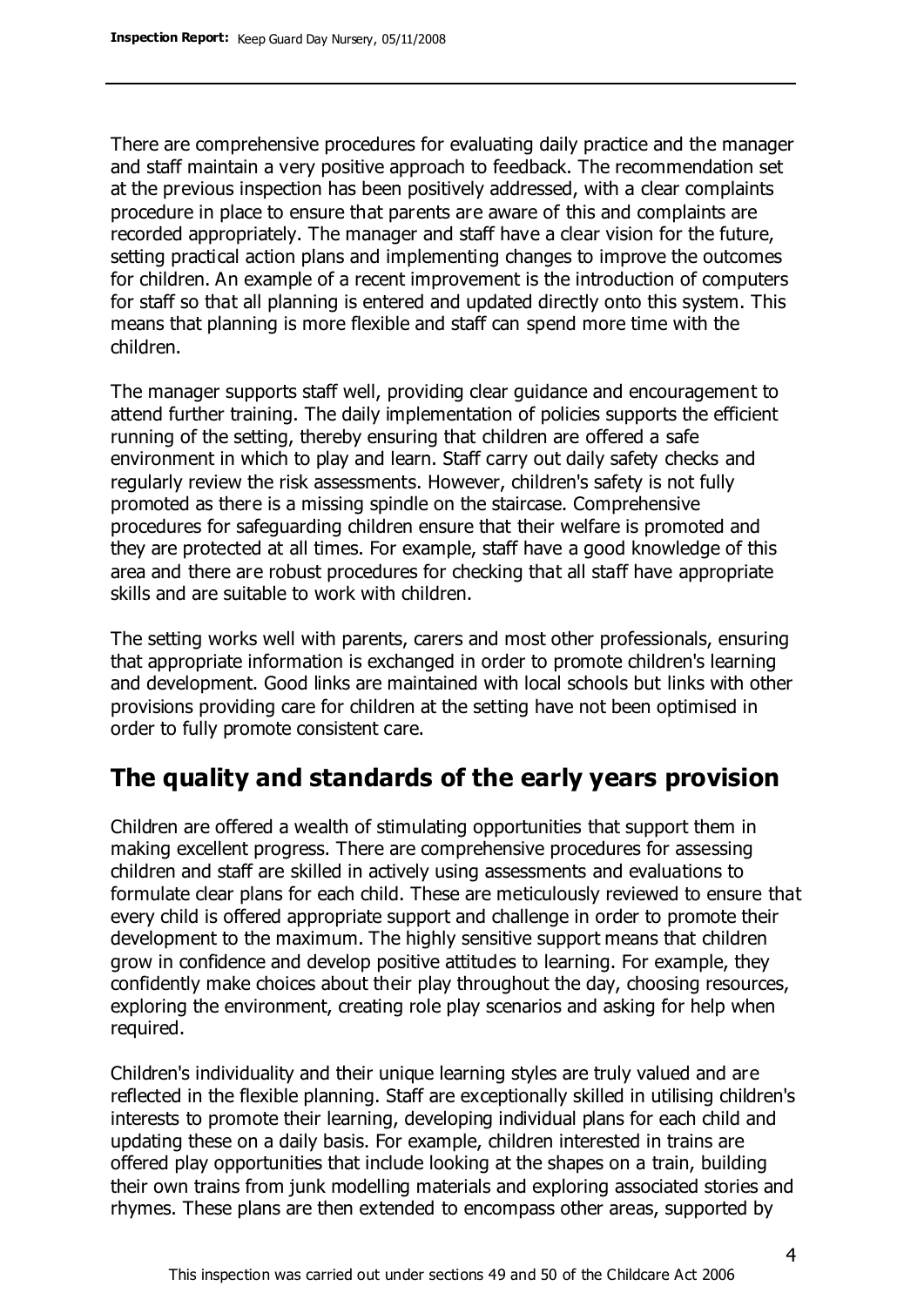There are comprehensive procedures for evaluating daily practice and the manager and staff maintain a very positive approach to feedback. The recommendation set at the previous inspection has been positively addressed, with a clear complaints procedure in place to ensure that parents are aware of this and complaints are recorded appropriately. The manager and staff have a clear vision for the future, setting practical action plans and implementing changes to improve the outcomes for children. An example of a recent improvement is the introduction of computers for staff so that all planning is entered and updated directly onto this system. This means that planning is more flexible and staff can spend more time with the children.

The manager supports staff well, providing clear guidance and encouragement to attend further training. The daily implementation of policies supports the efficient running of the setting, thereby ensuring that children are offered a safe environment in which to play and learn. Staff carry out daily safety checks and regularly review the risk assessments. However, children's safety is not fully promoted as there is a missing spindle on the staircase. Comprehensive procedures for safeguarding children ensure that their welfare is promoted and they are protected at all times. For example, staff have a good knowledge of this area and there are robust procedures for checking that all staff have appropriate skills and are suitable to work with children.

The setting works well with parents, carers and most other professionals, ensuring that appropriate information is exchanged in order to promote children's learning and development. Good links are maintained with local schools but links with other provisions providing care for children at the setting have not been optimised in order to fully promote consistent care.

## The quality and standards of the early years provision

Children are offered a wealth of stimulating opportunities that support them in making excellent progress. There are comprehensive procedures for assessing children and staff are skilled in actively using assessments and evaluations to formulate clear plans for each child. These are meticulously reviewed to ensure that every child is offered appropriate support and challenge in order to promote their development to the maximum. The highly sensitive support means that children grow in confidence and develop positive attitudes to learning. For example, they confidently make choices about their play throughout the day, choosing resources, exploring the environment, creating role play scenarios and asking for help when required.

Children's individuality and their unique learning styles are truly valued and are reflected in the flexible planning. Staff are exceptionally skilled in utilising children's interests to promote their learning, developing individual plans for each child and updating these on a daily basis. For example, children interested in trains are offered play opportunities that include looking at the shapes on a train, building their own trains from junk modelling materials and exploring associated stories and rhymes. These plans are then extended to encompass other areas, supported by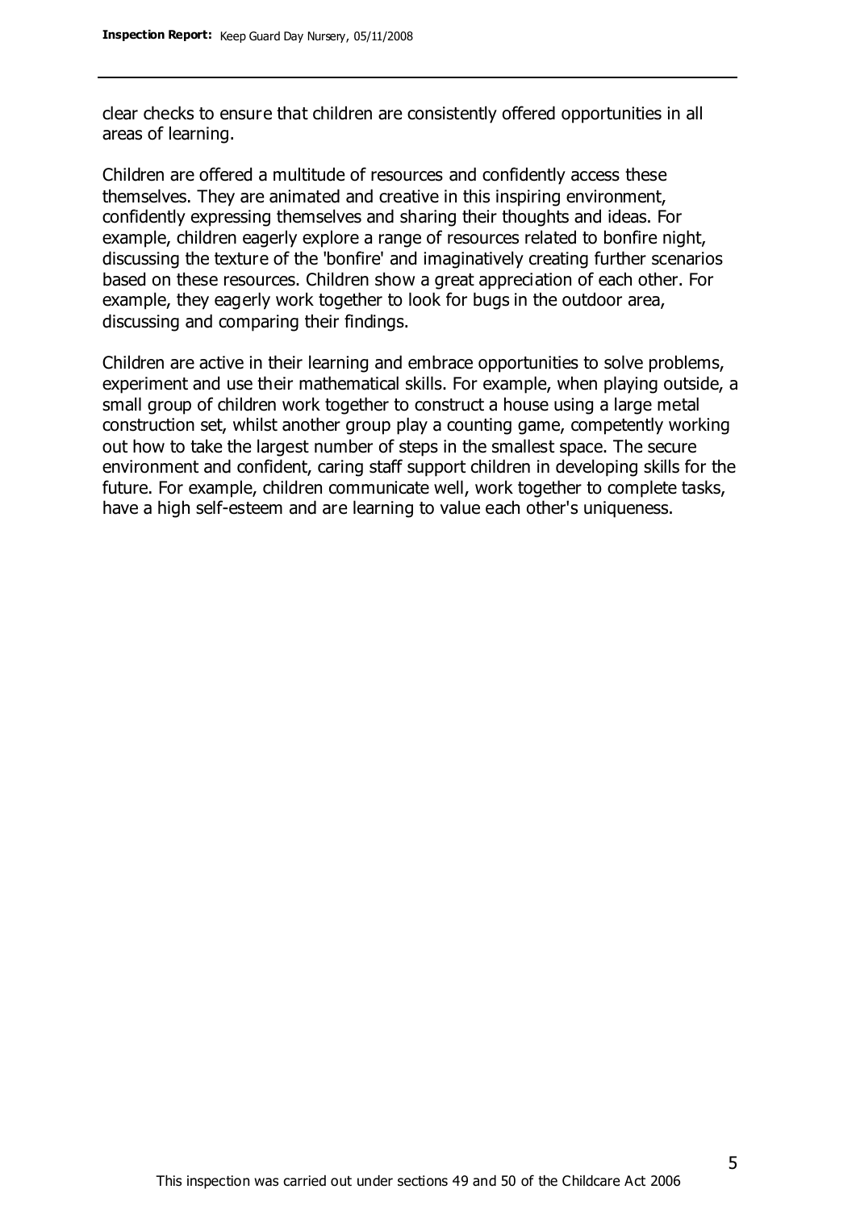clear checks to ensure that children are consistently offered opportunities in all areas of learning.

Children are offered a multitude of resources and confidently access these themselves. They are animated and creative in this inspiring environment, confidently expressing themselves and sharing their thoughts and ideas. For example, children eagerly explore a range of resources related to bonfire night, discussing the texture of the 'bonfire' and imaginatively creating further scenarios based on these resources. Children show a great appreciation of each other. For example, they eagerly work together to look for bugs in the outdoor area, discussing and comparing their findings.

Children are active in their learning and embrace opportunities to solve problems, experiment and use their mathematical skills. For example, when playing outside, a small group of children work together to construct a house using a large metal construction set, whilst another group play a counting game, competently working out how to take the largest number of steps in the smallest space. The secure environment and confident, caring staff support children in developing skills for the future. For example, children communicate well, work together to complete tasks, have a high self-esteem and are learning to value each other's uniqueness.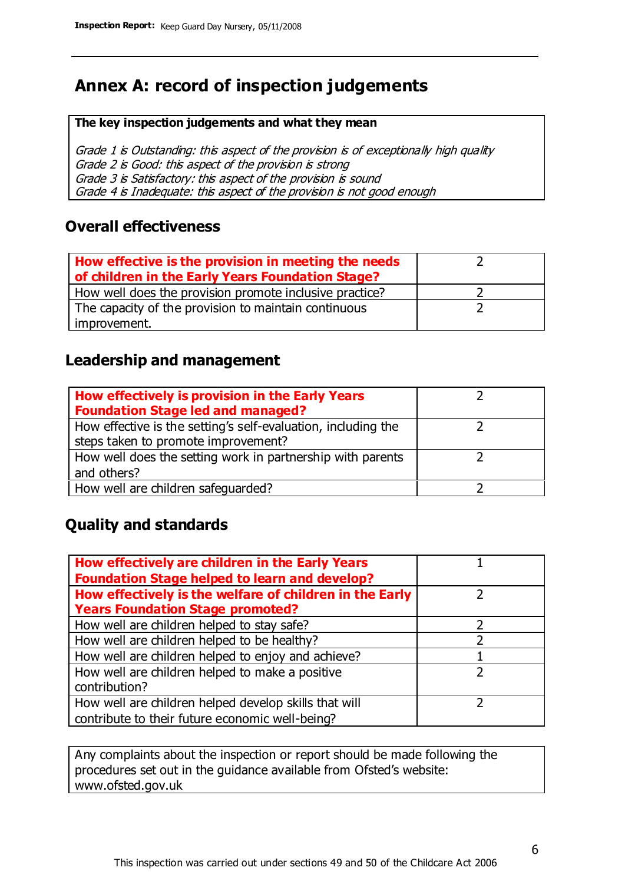# Annex A: record of inspection judgements

**The key inspection judgements and what they mean**

*Grade 1 is Outstanding: this aspect of the provision is of exceptionally high quality*
*Grade 2 is Good: this aspect of the provision is strong*
*Grade 3 is Satisfactory: this aspect of the provision is sound*
*Grade 4 is Inadequate: this aspect of the provision is not good enough*

## Overall effectiveness

| | |
|---|---|
| **How effective is the provision in meeting the needs of children in the Early Years Foundation Stage?** | 2 |
| How well does the provision promote inclusive practice? | 2 |
| The capacity of the provision to maintain continuous improvement. | 2 |

## Leadership and management

| | |
|---|---|
| **How effectively is provision in the Early Years Foundation Stage led and managed?** | 2 |
| How effective is the setting's self-evaluation, including the steps taken to promote improvement? | 2 |
| How well does the setting work in partnership with parents and others? | 2 |
| How well are children safeguarded? | 2 |

## Quality and standards

| | |
|---|---|
| **How effectively are children in the Early Years Foundation Stage helped to learn and develop?** | 1 |
| **How effectively is the welfare of children in the Early Years Foundation Stage promoted?** | 2 |
| How well are children helped to stay safe? | 2 |
| How well are children helped to be healthy? | 2 |
| How well are children helped to enjoy and achieve? | 1 |
| How well are children helped to make a positive contribution? | 2 |
| How well are children helped develop skills that will contribute to their future economic well-being? | 2 |

Any complaints about the inspection or report should be made following the procedures set out in the guidance available from Ofsted's website: www.ofsted.gov.uk

This inspection was carried out under sections 49 and 50 of the Childcare Act 2006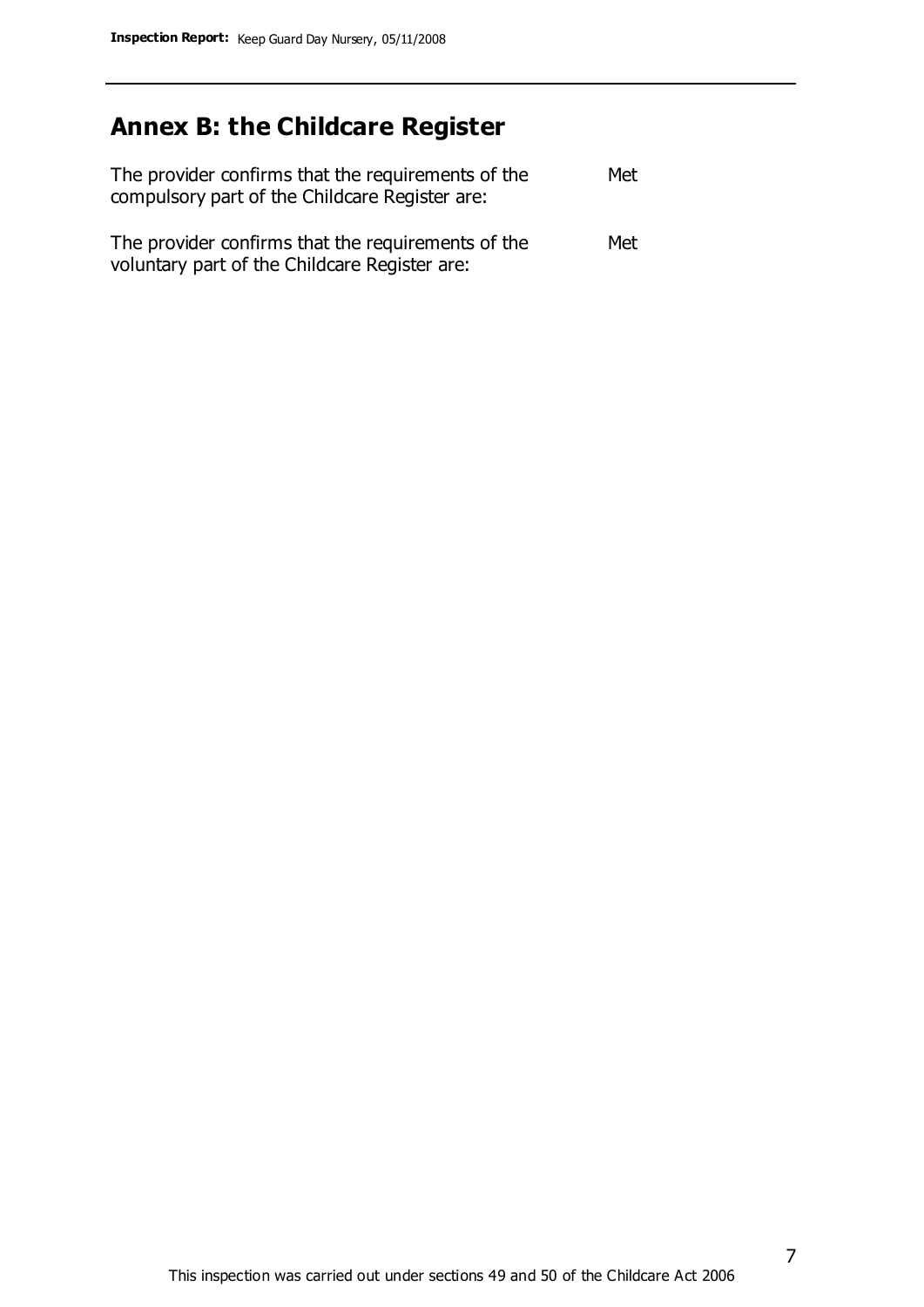## Annex B: the Childcare Register

| | |
|---|---|
| The provider confirms that the requirements of the compulsory part of the Childcare Register are: | Met |
| The provider confirms that the requirements of the voluntary part of the Childcare Register are: | Met |

This inspection was carried out under sections 49 and 50 of the Childcare Act 2006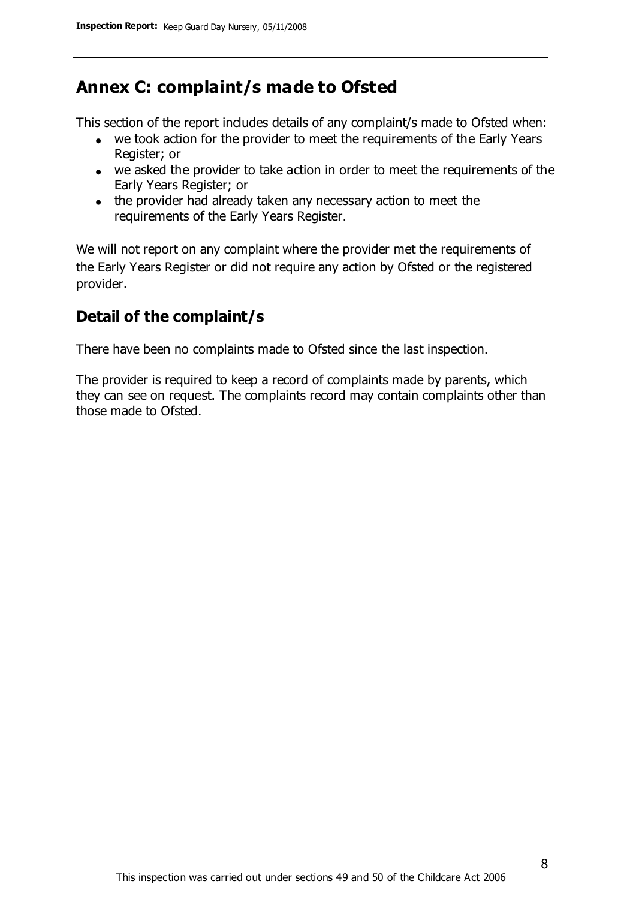## Annex C: complaint/s made to Ofsted

This section of the report includes details of any complaint/s made to Ofsted when:

- we took action for the provider to meet the requirements of the Early Years Register; or
- we asked the provider to take action in order to meet the requirements of the Early Years Register; or
- the provider had already taken any necessary action to meet the requirements of the Early Years Register.

We will not report on any complaint where the provider met the requirements of the Early Years Register or did not require any action by Ofsted or the registered provider.

### Detail of the complaint/s

There have been no complaints made to Ofsted since the last inspection.

The provider is required to keep a record of complaints made by parents, which they can see on request. The complaints record may contain complaints other than those made to Ofsted.